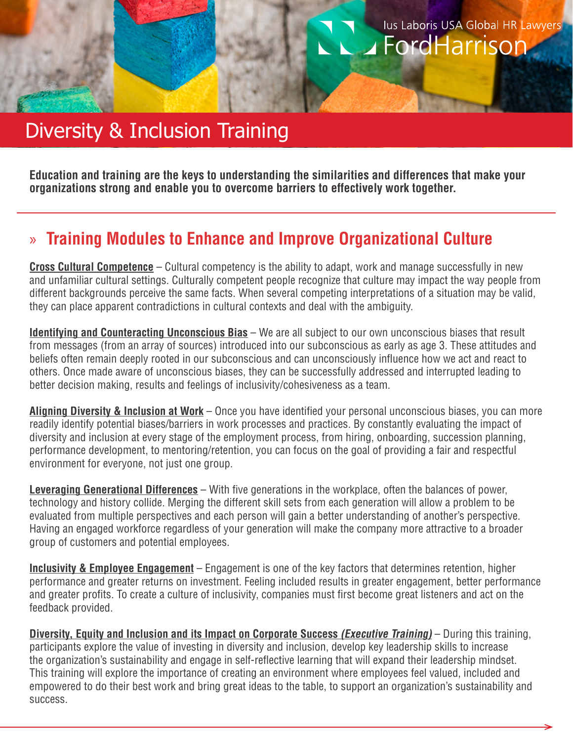Ius Laboris USA Global HR Lawyers
FordHarrison

# Diversity & Inclusion Training

**Education and training are the keys to understanding the similarities and differences that make your organizations strong and enable you to overcome barriers to effectively work together.**

## » Training Modules to Enhance and Improve Organizational Culture

**Cross Cultural Competence** – Cultural competency is the ability to adapt, work and manage successfully in new and unfamiliar cultural settings. Culturally competent people recognize that culture may impact the way people from different backgrounds perceive the same facts. When several competing interpretations of a situation may be valid, they can place apparent contradictions in cultural contexts and deal with the ambiguity.

**Identifying and Counteracting Unconscious Bias** – We are all subject to our own unconscious biases that result from messages (from an array of sources) introduced into our subconscious as early as age 3. These attitudes and beliefs often remain deeply rooted in our subconscious and can unconsciously influence how we act and react to others. Once made aware of unconscious biases, they can be successfully addressed and interrupted leading to better decision making, results and feelings of inclusivity/cohesiveness as a team.

**Aligning Diversity & Inclusion at Work** – Once you have identified your personal unconscious biases, you can more readily identify potential biases/barriers in work processes and practices. By constantly evaluating the impact of diversity and inclusion at every stage of the employment process, from hiring, onboarding, succession planning, performance development, to mentoring/retention, you can focus on the goal of providing a fair and respectful environment for everyone, not just one group.

**Leveraging Generational Differences** – With five generations in the workplace, often the balances of power, technology and history collide. Merging the different skill sets from each generation will allow a problem to be evaluated from multiple perspectives and each person will gain a better understanding of another's perspective. Having an engaged workforce regardless of your generation will make the company more attractive to a broader group of customers and potential employees.

**Inclusivity & Employee Engagement** – Engagement is one of the key factors that determines retention, higher performance and greater returns on investment. Feeling included results in greater engagement, better performance and greater profits. To create a culture of inclusivity, companies must first become great listeners and act on the feedback provided.

**Diversity, Equity and Inclusion and its Impact on Corporate Success *(Executive Training)*** – During this training, participants explore the value of investing in diversity and inclusion, develop key leadership skills to increase the organization's sustainability and engage in self-reflective learning that will expand their leadership mindset. This training will explore the importance of creating an environment where employees feel valued, included and empowered to do their best work and bring great ideas to the table, to support an organization's sustainability and success.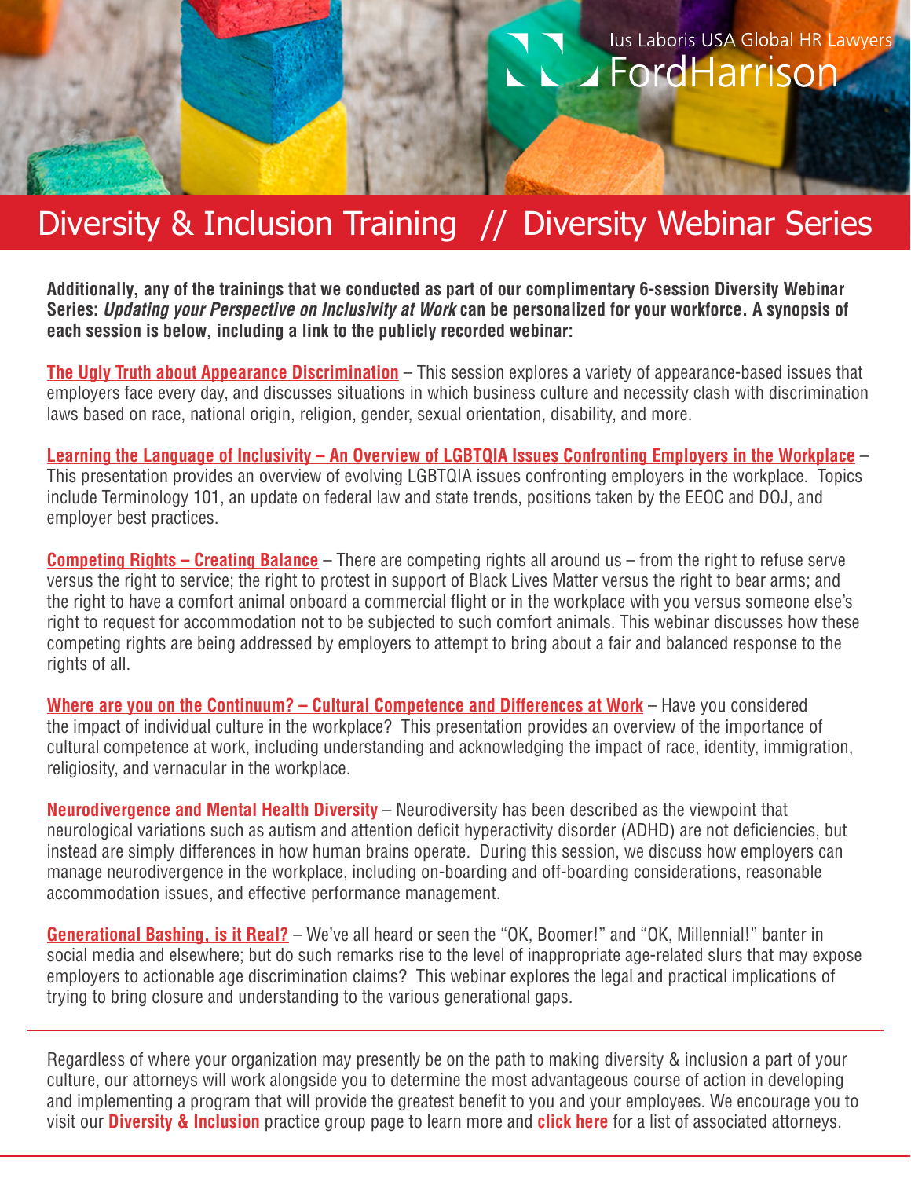Ius Laboris USA Global HR Lawyers
FordHarrison

# Diversity & Inclusion Training // Diversity Webinar Series

**Additionally, any of the trainings that we conducted as part of our complimentary 6-session Diversity Webinar Series: *Updating your Perspective on Inclusivity at Work* can be personalized for your workforce. A synopsis of each session is below, including a link to the publicly recorded webinar:**

**The Ugly Truth about Appearance Discrimination** – This session explores a variety of appearance-based issues that employers face every day, and discusses situations in which business culture and necessity clash with discrimination laws based on race, national origin, religion, gender, sexual orientation, disability, and more.

**Learning the Language of Inclusivity – An Overview of LGBTQIA Issues Confronting Employers in the Workplace** – This presentation provides an overview of evolving LGBTQIA issues confronting employers in the workplace. Topics include Terminology 101, an update on federal law and state trends, positions taken by the EEOC and DOJ, and employer best practices.

**Competing Rights – Creating Balance** – There are competing rights all around us – from the right to refuse serve versus the right to service; the right to protest in support of Black Lives Matter versus the right to bear arms; and the right to have a comfort animal onboard a commercial flight or in the workplace with you versus someone else's right to request for accommodation not to be subjected to such comfort animals. This webinar discusses how these competing rights are being addressed by employers to attempt to bring about a fair and balanced response to the rights of all.

**Where are you on the Continuum? – Cultural Competence and Differences at Work** – Have you considered the impact of individual culture in the workplace? This presentation provides an overview of the importance of cultural competence at work, including understanding and acknowledging the impact of race, identity, immigration, religiosity, and vernacular in the workplace.

**Neurodivergence and Mental Health Diversity** – Neurodiversity has been described as the viewpoint that neurological variations such as autism and attention deficit hyperactivity disorder (ADHD) are not deficiencies, but instead are simply differences in how human brains operate. During this session, we discuss how employers can manage neurodivergence in the workplace, including on-boarding and off-boarding considerations, reasonable accommodation issues, and effective performance management.

**Generational Bashing, is it Real?** – We've all heard or seen the "OK, Boomer!" and "OK, Millennial!" banter in social media and elsewhere; but do such remarks rise to the level of inappropriate age-related slurs that may expose employers to actionable age discrimination claims? This webinar explores the legal and practical implications of trying to bring closure and understanding to the various generational gaps.

---

Regardless of where your organization may presently be on the path to making diversity & inclusion a part of your culture, our attorneys will work alongside you to determine the most advantageous course of action in developing and implementing a program that will provide the greatest benefit to you and your employees. We encourage you to visit our **Diversity & Inclusion** practice group page to learn more and **click here** for a list of associated attorneys.